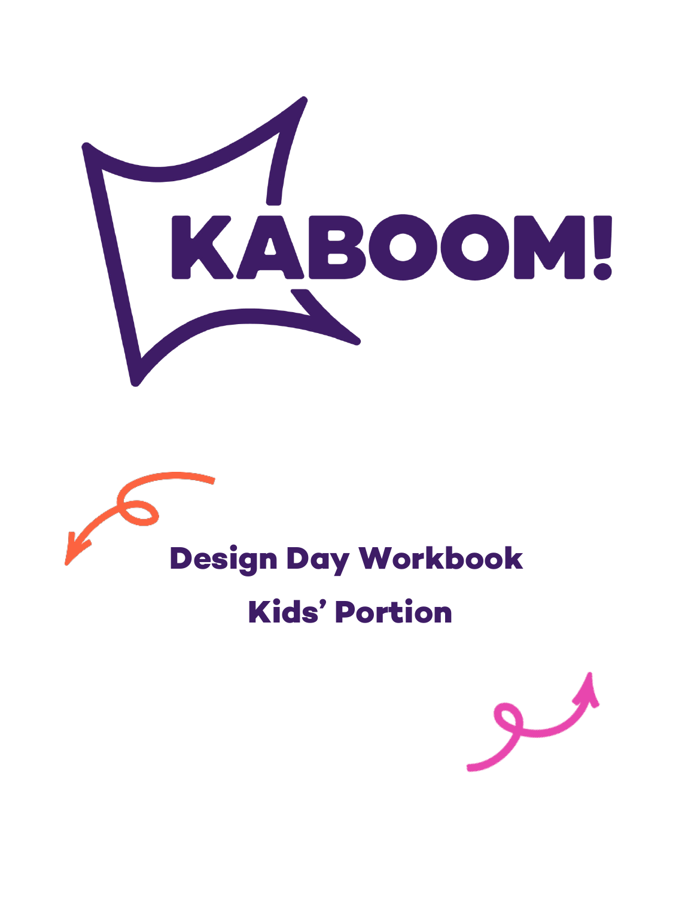# KABOOM!

## Design Day Workbook

## Kids' Portion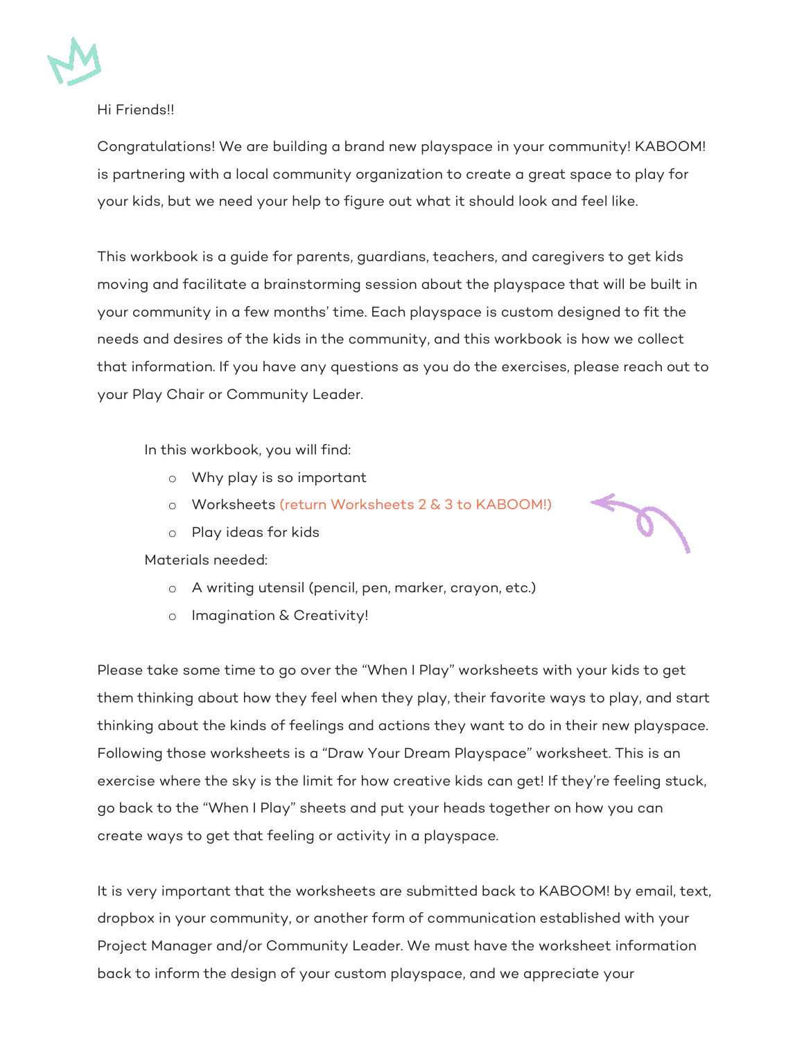Hi Friends!!

Congratulations! We are building a brand new playspace in your community! KABOOM! is partnering with a local community organization to create a great space to play for your kids, but we need your help to figure out what it should look and feel like.

This workbook is a guide for parents, guardians, teachers, and caregivers to get kids moving and facilitate a brainstorming session about the playspace that will be built in your community in a few months' time. Each playspace is custom designed to fit the needs and desires of the kids in the community, and this workbook is how we collect that information. If you have any questions as you do the exercises, please reach out to your Play Chair or Community Leader.

In this workbook, you will find:

- Why play is so important
- Worksheets (return Worksheets 2 & 3 to KABOOM!)
- Play ideas for kids

Materials needed:

- A writing utensil (pencil, pen, marker, crayon, etc.)
- Imagination & Creativity!

Please take some time to go over the "When I Play" worksheets with your kids to get them thinking about how they feel when they play, their favorite ways to play, and start thinking about the kinds of feelings and actions they want to do in their new playspace. Following those worksheets is a "Draw Your Dream Playspace" worksheet. This is an exercise where the sky is the limit for how creative kids can get! If they're feeling stuck, go back to the "When I Play" sheets and put your heads together on how you can create ways to get that feeling or activity in a playspace.

It is very important that the worksheets are submitted back to KABOOM! by email, text, dropbox in your community, or another form of communication established with your Project Manager and/or Community Leader. We must have the worksheet information back to inform the design of your custom playspace, and we appreciate your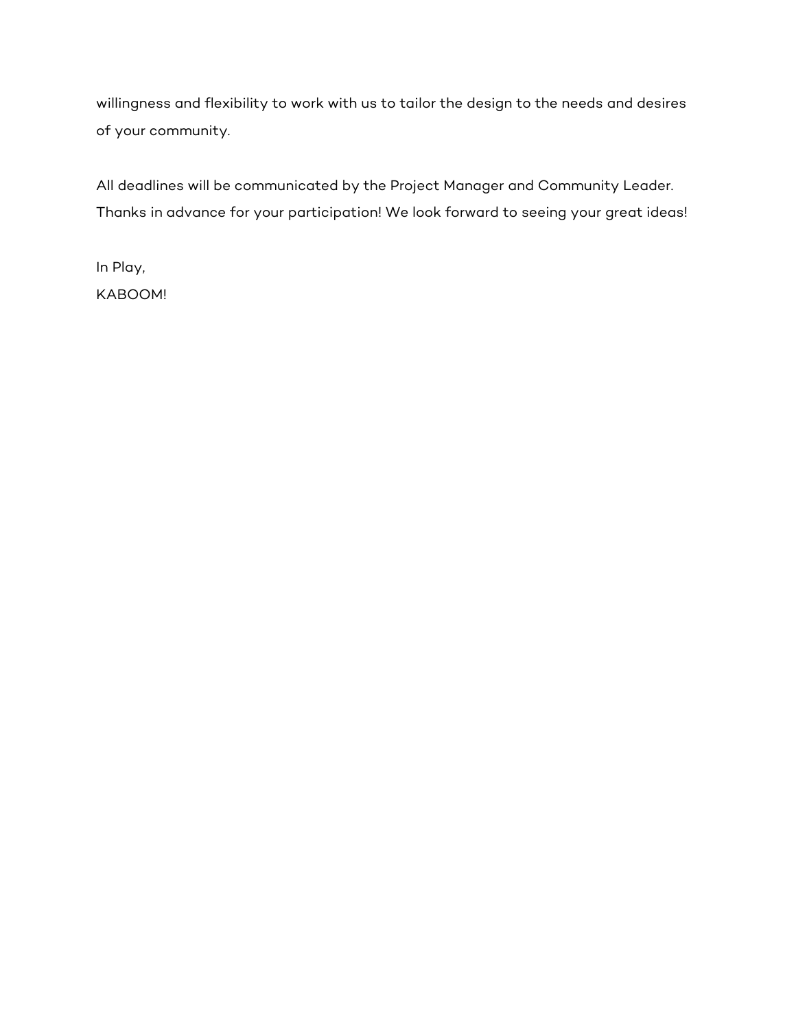willingness and flexibility to work with us to tailor the design to the needs and desires of your community.

All deadlines will be communicated by the Project Manager and Community Leader. Thanks in advance for your participation! We look forward to seeing your great ideas!

In Play,
KABOOM!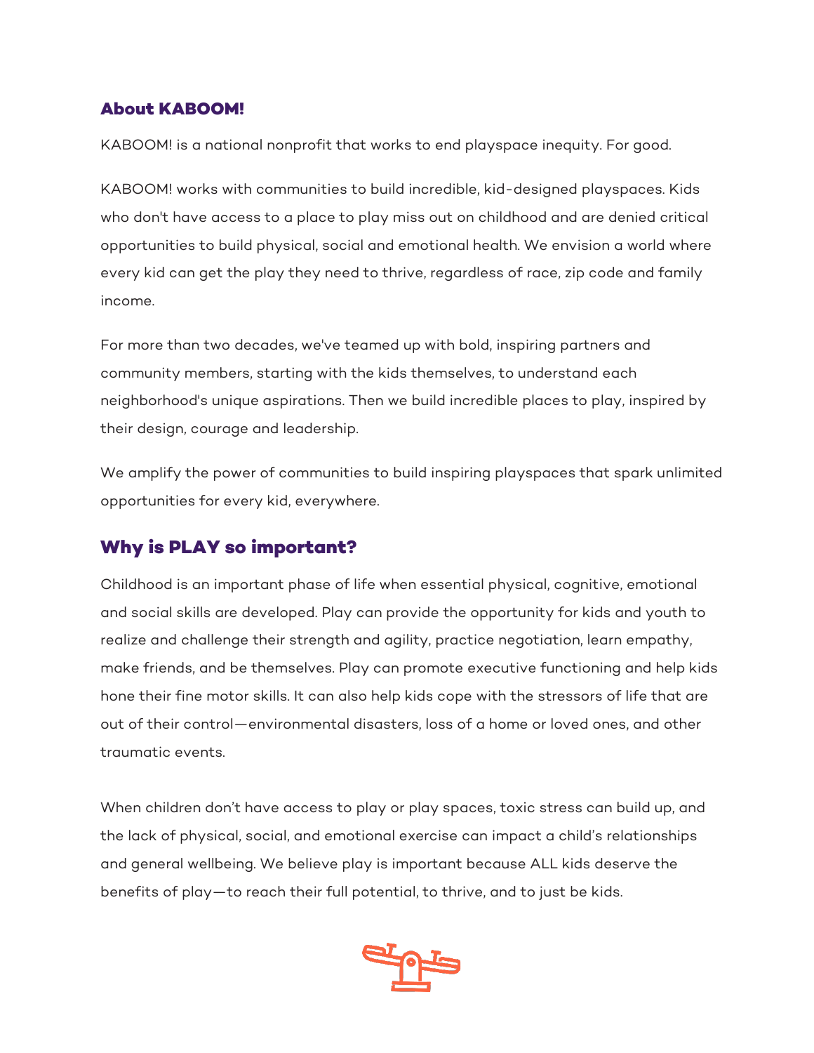## About KABOOM!

KABOOM! is a national nonprofit that works to end playspace inequity. For good.

KABOOM! works with communities to build incredible, kid-designed playspaces. Kids who don't have access to a place to play miss out on childhood and are denied critical opportunities to build physical, social and emotional health. We envision a world where every kid can get the play they need to thrive, regardless of race, zip code and family income.

For more than two decades, we've teamed up with bold, inspiring partners and community members, starting with the kids themselves, to understand each neighborhood's unique aspirations. Then we build incredible places to play, inspired by their design, courage and leadership.

We amplify the power of communities to build inspiring playspaces that spark unlimited opportunities for every kid, everywhere.

## Why is PLAY so important?

Childhood is an important phase of life when essential physical, cognitive, emotional and social skills are developed. Play can provide the opportunity for kids and youth to realize and challenge their strength and agility, practice negotiation, learn empathy, make friends, and be themselves. Play can promote executive functioning and help kids hone their fine motor skills. It can also help kids cope with the stressors of life that are out of their control—environmental disasters, loss of a home or loved ones, and other traumatic events.

When children don't have access to play or play spaces, toxic stress can build up, and the lack of physical, social, and emotional exercise can impact a child's relationships and general wellbeing. We believe play is important because ALL kids deserve the benefits of play—to reach their full potential, to thrive, and to just be kids.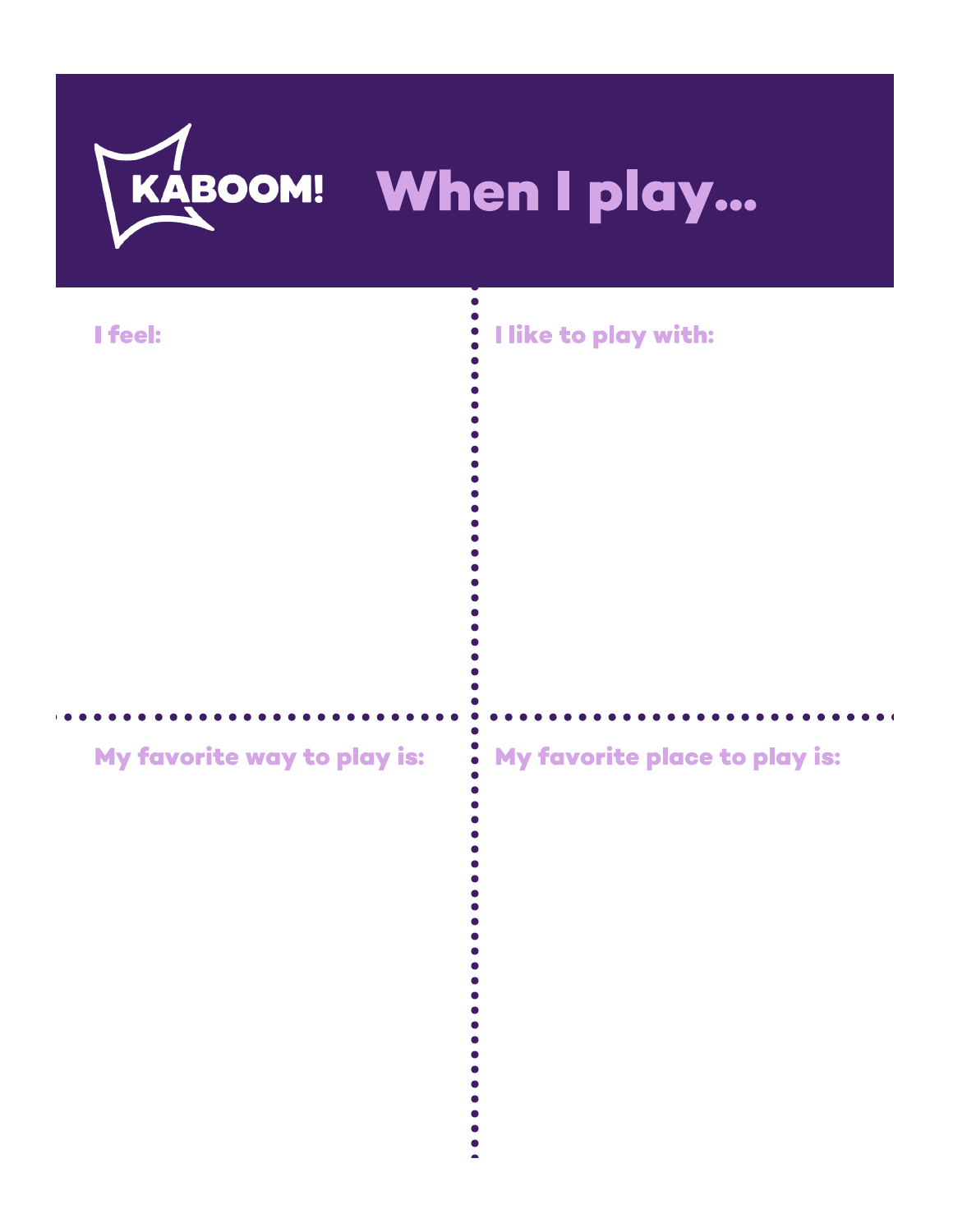KABOOM!

# When I play...

**I feel:**

**I like to play with:**

**My favorite way to play is:**

**My favorite place to play is:**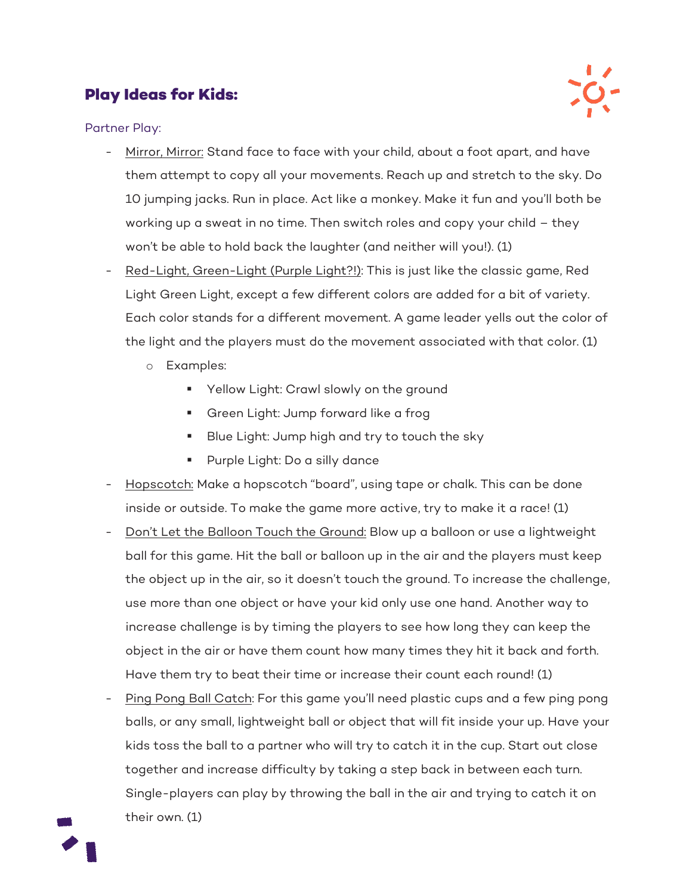## Play Ideas for Kids:

Partner Play:

- Mirror, Mirror: Stand face to face with your child, about a foot apart, and have them attempt to copy all your movements. Reach up and stretch to the sky. Do 10 jumping jacks. Run in place. Act like a monkey. Make it fun and you'll both be working up a sweat in no time. Then switch roles and copy your child – they won't be able to hold back the laughter (and neither will you!). (1)
- Red-Light, Green-Light (Purple Light?!): This is just like the classic game, Red Light Green Light, except a few different colors are added for a bit of variety. Each color stands for a different movement. A game leader yells out the color of the light and the players must do the movement associated with that color. (1)
  - Examples:
    - Yellow Light: Crawl slowly on the ground
    - Green Light: Jump forward like a frog
    - Blue Light: Jump high and try to touch the sky
    - Purple Light: Do a silly dance
- Hopscotch: Make a hopscotch "board", using tape or chalk. This can be done inside or outside. To make the game more active, try to make it a race! (1)
- Don't Let the Balloon Touch the Ground: Blow up a balloon or use a lightweight ball for this game. Hit the ball or balloon up in the air and the players must keep the object up in the air, so it doesn't touch the ground. To increase the challenge, use more than one object or have your kid only use one hand. Another way to increase challenge is by timing the players to see how long they can keep the object in the air or have them count how many times they hit it back and forth. Have them try to beat their time or increase their count each round! (1)
- Ping Pong Ball Catch: For this game you'll need plastic cups and a few ping pong balls, or any small, lightweight ball or object that will fit inside your up. Have your kids toss the ball to a partner who will try to catch it in the cup. Start out close together and increase difficulty by taking a step back in between each turn. Single-players can play by throwing the ball in the air and trying to catch it on their own. (1)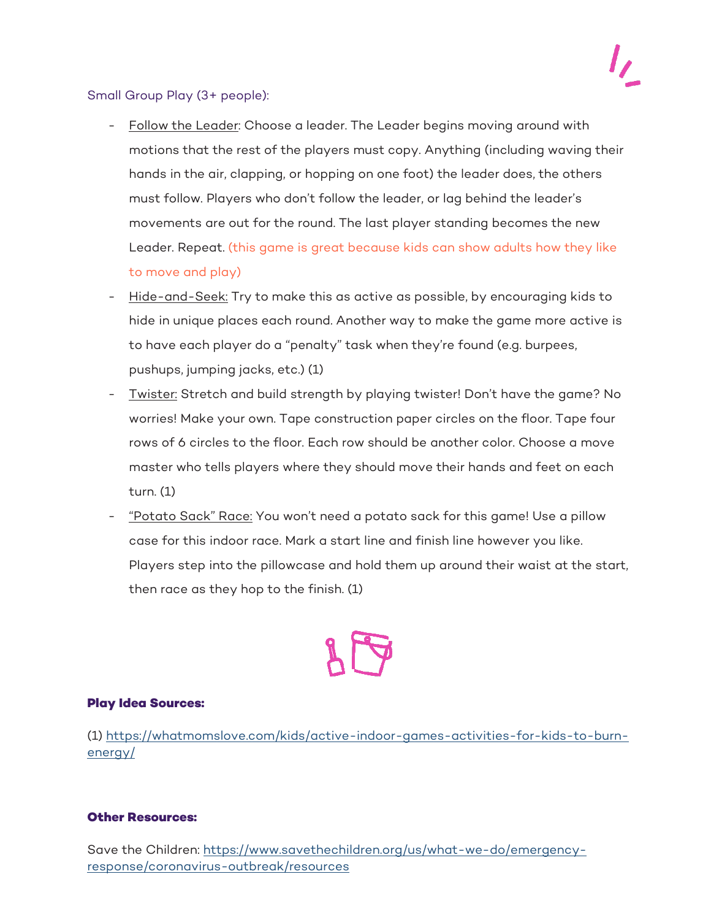Small Group Play (3+ people):

- Follow the Leader: Choose a leader. The Leader begins moving around with motions that the rest of the players must copy. Anything (including waving their hands in the air, clapping, or hopping on one foot) the leader does, the others must follow. Players who don't follow the leader, or lag behind the leader's movements are out for the round. The last player standing becomes the new Leader. Repeat. (this game is great because kids can show adults how they like to move and play)
- Hide-and-Seek: Try to make this as active as possible, by encouraging kids to hide in unique places each round. Another way to make the game more active is to have each player do a "penalty" task when they're found (e.g. burpees, pushups, jumping jacks, etc.) (1)
- Twister: Stretch and build strength by playing twister! Don't have the game? No worries! Make your own. Tape construction paper circles on the floor. Tape four rows of 6 circles to the floor. Each row should be another color. Choose a move master who tells players where they should move their hands and feet on each turn. (1)
- "Potato Sack" Race: You won't need a potato sack for this game! Use a pillow case for this indoor race. Mark a start line and finish line however you like. Players step into the pillowcase and hold them up around their waist at the start, then race as they hop to the finish. (1)

**Play Idea Sources:**

(1) https://whatmomslove.com/kids/active-indoor-games-activities-for-kids-to-burn-energy/

**Other Resources:**

Save the Children: https://www.savethechildren.org/us/what-we-do/emergency-response/coronavirus-outbreak/resources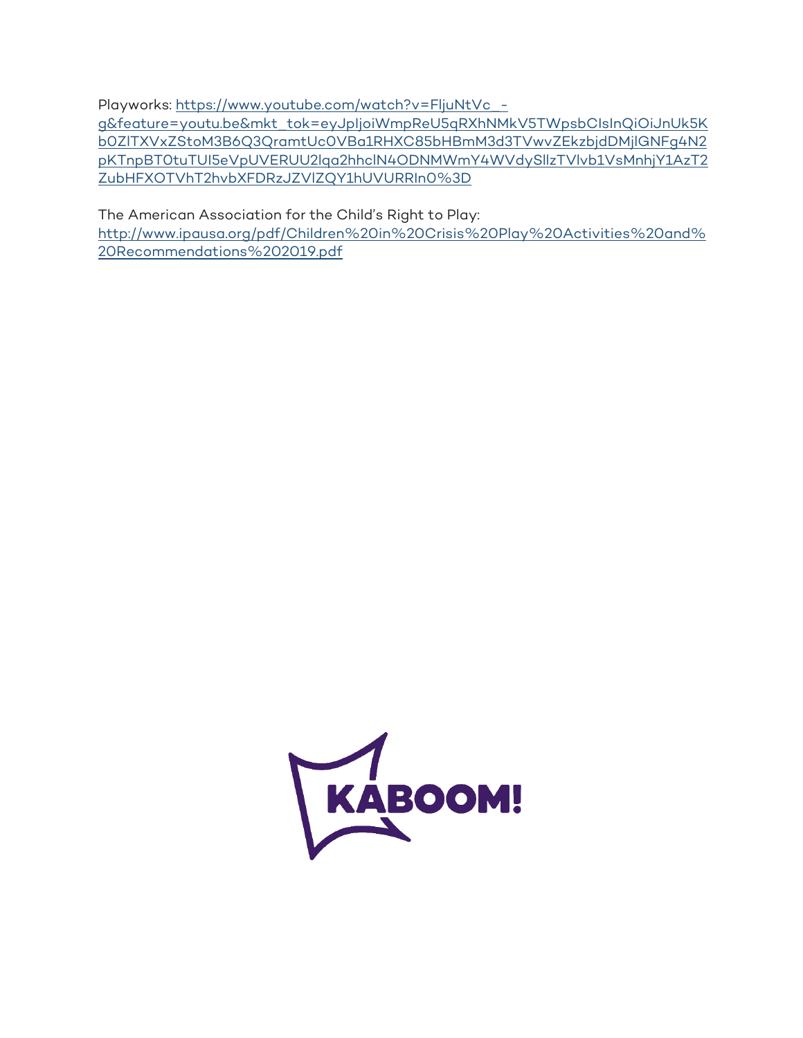Playworks: https://www.youtube.com/watch?v=FljuNtVc_-g&feature=youtu.be&mkt_tok=eyJpIjoiWmpReU5qRXhNMkV5TWpsbCIsInQiOiJnUk5Kb0ZlTXVxZStoM3B6Q3QramtUc0VBa1RHXC85bHBmM3d3TVwvZEkzbjdDMjlGNFg4N2pKTnpBT0tuTUI5eVpUVERUU2lqa2hhclN4ODNMWmY4WVdySllzTVlvb1VsMnhjY1AzT2ZubHFXOTVhT2hvbXFDRzJZVlZQY1hUVURRIn0%3D

The American Association for the Child's Right to Play: http://www.ipausa.org/pdf/Children%20in%20Crisis%20Play%20Activities%20and%20Recommendations%202019.pdf

KABOOM!